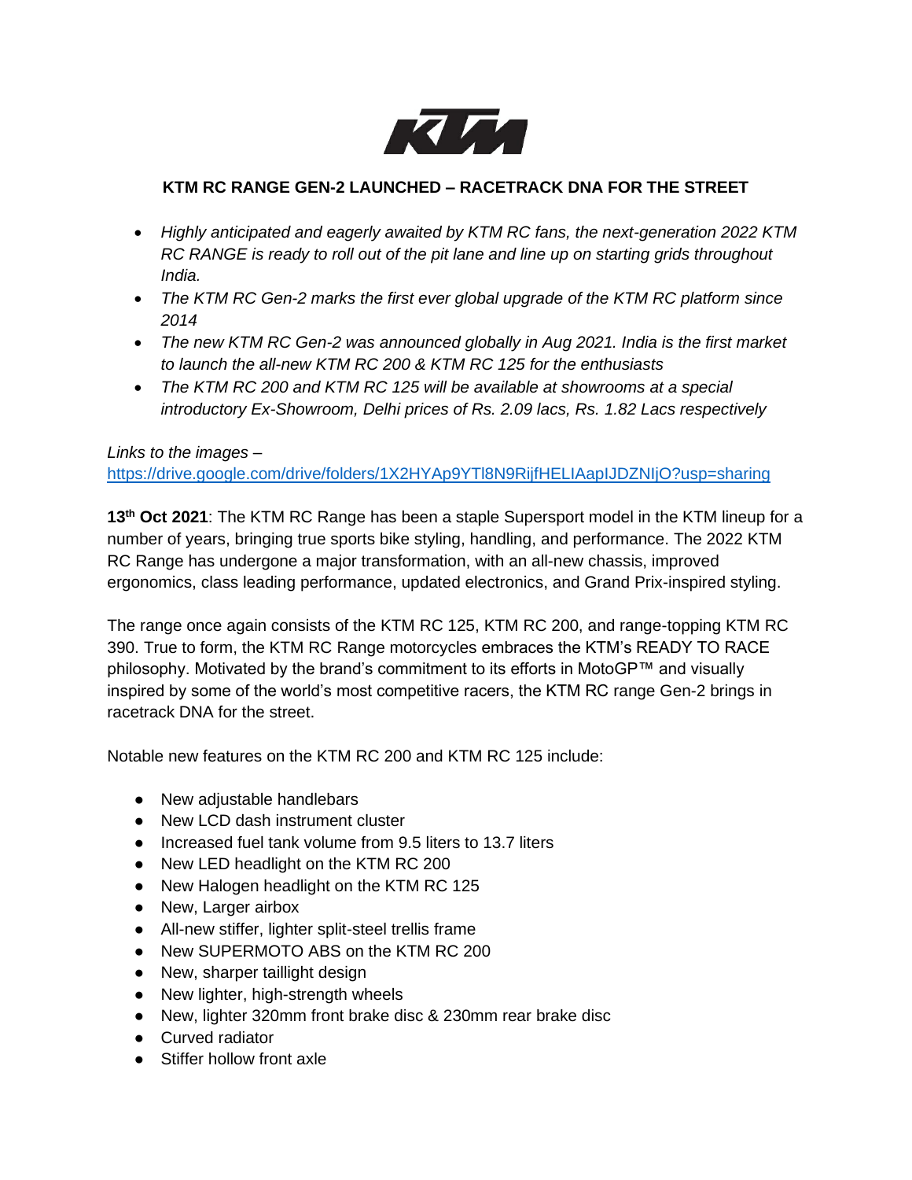## KTM RC RANGE GEN-2 LAUNCHED – RACETRACK DNA FOR THE STREET

- *Highly anticipated and eagerly awaited by KTM RC fans, the next-generation 2022 KTM RC RANGE is ready to roll out of the pit lane and line up on starting grids throughout India.*
- *The KTM RC Gen-2 marks the first ever global upgrade of the KTM RC platform since 2014*
- *The new KTM RC Gen-2 was announced globally in Aug 2021. India is the first market to launch the all-new KTM RC 200 & KTM RC 125 for the enthusiasts*
- *The KTM RC 200 and KTM RC 125 will be available at showrooms at a special introductory Ex-Showroom, Delhi prices of Rs. 2.09 lacs, Rs. 1.82 Lacs respectively*

*Links to the images –*
https://drive.google.com/drive/folders/1X2HYAp9YTl8N9RijfHELIAapIJDZNIjO?usp=sharing

**13th Oct 2021**: The KTM RC Range has been a staple Supersport model in the KTM lineup for a number of years, bringing true sports bike styling, handling, and performance. The 2022 KTM RC Range has undergone a major transformation, with an all-new chassis, improved ergonomics, class leading performance, updated electronics, and Grand Prix-inspired styling.

The range once again consists of the KTM RC 125, KTM RC 200, and range-topping KTM RC 390. True to form, the KTM RC Range motorcycles embraces the KTM's READY TO RACE philosophy. Motivated by the brand's commitment to its efforts in MotoGP™ and visually inspired by some of the world's most competitive racers, the KTM RC range Gen-2 brings in racetrack DNA for the street.

Notable new features on the KTM RC 200 and KTM RC 125 include:

- New adjustable handlebars
- New LCD dash instrument cluster
- Increased fuel tank volume from 9.5 liters to 13.7 liters
- New LED headlight on the KTM RC 200
- New Halogen headlight on the KTM RC 125
- New, Larger airbox
- All-new stiffer, lighter split-steel trellis frame
- New SUPERMOTO ABS on the KTM RC 200
- New, sharper taillight design
- New lighter, high-strength wheels
- New, lighter 320mm front brake disc & 230mm rear brake disc
- Curved radiator
- Stiffer hollow front axle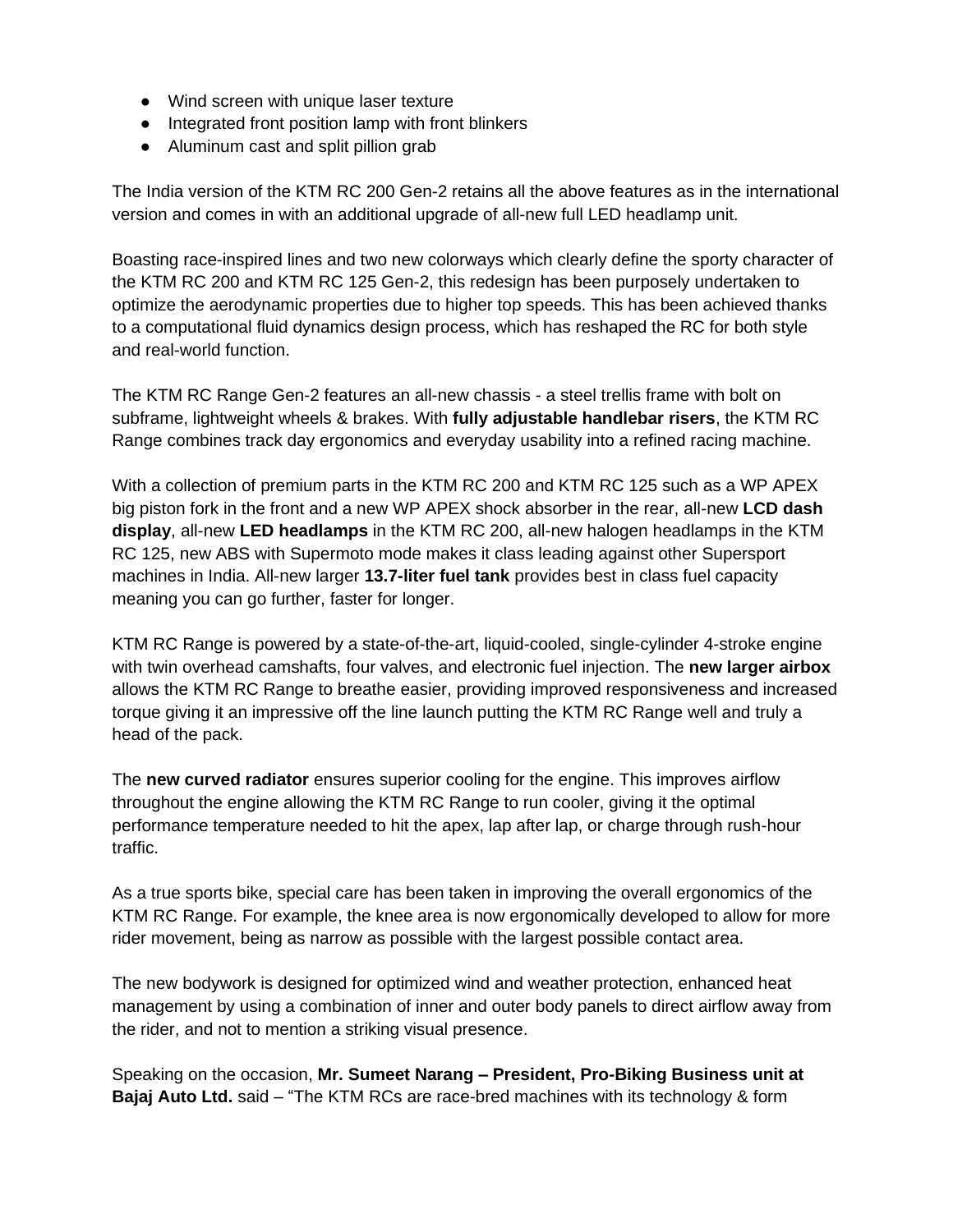- Wind screen with unique laser texture
- Integrated front position lamp with front blinkers
- Aluminum cast and split pillion grab

The India version of the KTM RC 200 Gen-2 retains all the above features as in the international version and comes in with an additional upgrade of all-new full LED headlamp unit.

Boasting race-inspired lines and two new colorways which clearly define the sporty character of the KTM RC 200 and KTM RC 125 Gen-2, this redesign has been purposely undertaken to optimize the aerodynamic properties due to higher top speeds. This has been achieved thanks to a computational fluid dynamics design process, which has reshaped the RC for both style and real-world function.

The KTM RC Range Gen-2 features an all-new chassis - a steel trellis frame with bolt on subframe, lightweight wheels & brakes. With **fully adjustable handlebar risers**, the KTM RC Range combines track day ergonomics and everyday usability into a refined racing machine.

With a collection of premium parts in the KTM RC 200 and KTM RC 125 such as a WP APEX big piston fork in the front and a new WP APEX shock absorber in the rear, all-new **LCD dash display**, all-new **LED headlamps** in the KTM RC 200, all-new halogen headlamps in the KTM RC 125, new ABS with Supermoto mode makes it class leading against other Supersport machines in India. All-new larger **13.7-liter fuel tank** provides best in class fuel capacity meaning you can go further, faster for longer.

KTM RC Range is powered by a state-of-the-art, liquid-cooled, single-cylinder 4-stroke engine with twin overhead camshafts, four valves, and electronic fuel injection. The **new larger airbox** allows the KTM RC Range to breathe easier, providing improved responsiveness and increased torque giving it an impressive off the line launch putting the KTM RC Range well and truly a head of the pack.

The **new curved radiator** ensures superior cooling for the engine. This improves airflow throughout the engine allowing the KTM RC Range to run cooler, giving it the optimal performance temperature needed to hit the apex, lap after lap, or charge through rush-hour traffic.

As a true sports bike, special care has been taken in improving the overall ergonomics of the KTM RC Range. For example, the knee area is now ergonomically developed to allow for more rider movement, being as narrow as possible with the largest possible contact area.

The new bodywork is designed for optimized wind and weather protection, enhanced heat management by using a combination of inner and outer body panels to direct airflow away from the rider, and not to mention a striking visual presence.

Speaking on the occasion, **Mr. Sumeet Narang – President, Pro-Biking Business unit at Bajaj Auto Ltd.** said – "The KTM RCs are race-bred machines with its technology & form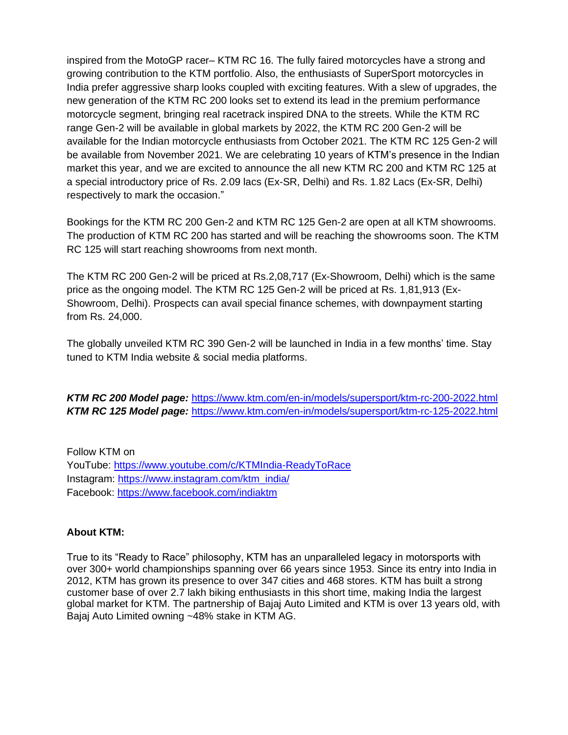inspired from the MotoGP racer– KTM RC 16. The fully faired motorcycles have a strong and growing contribution to the KTM portfolio. Also, the enthusiasts of SuperSport motorcycles in India prefer aggressive sharp looks coupled with exciting features. With a slew of upgrades, the new generation of the KTM RC 200 looks set to extend its lead in the premium performance motorcycle segment, bringing real racetrack inspired DNA to the streets. While the KTM RC range Gen-2 will be available in global markets by 2022, the KTM RC 200 Gen-2 will be available for the Indian motorcycle enthusiasts from October 2021. The KTM RC 125 Gen-2 will be available from November 2021. We are celebrating 10 years of KTM's presence in the Indian market this year, and we are excited to announce the all new KTM RC 200 and KTM RC 125 at a special introductory price of Rs. 2.09 lacs (Ex-SR, Delhi) and Rs. 1.82 Lacs (Ex-SR, Delhi) respectively to mark the occasion."

Bookings for the KTM RC 200 Gen-2 and KTM RC 125 Gen-2 are open at all KTM showrooms. The production of KTM RC 200 has started and will be reaching the showrooms soon. The KTM RC 125 will start reaching showrooms from next month.

The KTM RC 200 Gen-2 will be priced at Rs.2,08,717 (Ex-Showroom, Delhi) which is the same price as the ongoing model. The KTM RC 125 Gen-2 will be priced at Rs. 1,81,913 (Ex-Showroom, Delhi). Prospects can avail special finance schemes, with downpayment starting from Rs. 24,000.

The globally unveiled KTM RC 390 Gen-2 will be launched in India in a few months' time. Stay tuned to KTM India website & social media platforms.

***KTM RC 200 Model page:*** https://www.ktm.com/en-in/models/supersport/ktm-rc-200-2022.html
***KTM RC 125 Model page:*** https://www.ktm.com/en-in/models/supersport/ktm-rc-125-2022.html

Follow KTM on
YouTube: https://www.youtube.com/c/KTMIndia-ReadyToRace
Instagram: https://www.instagram.com/ktm_india/
Facebook: https://www.facebook.com/indiaktm

**About KTM:**

True to its "Ready to Race" philosophy, KTM has an unparalleled legacy in motorsports with over 300+ world championships spanning over 66 years since 1953. Since its entry into India in 2012, KTM has grown its presence to over 347 cities and 468 stores. KTM has built a strong customer base of over 2.7 lakh biking enthusiasts in this short time, making India the largest global market for KTM. The partnership of Bajaj Auto Limited and KTM is over 13 years old, with Bajaj Auto Limited owning ~48% stake in KTM AG.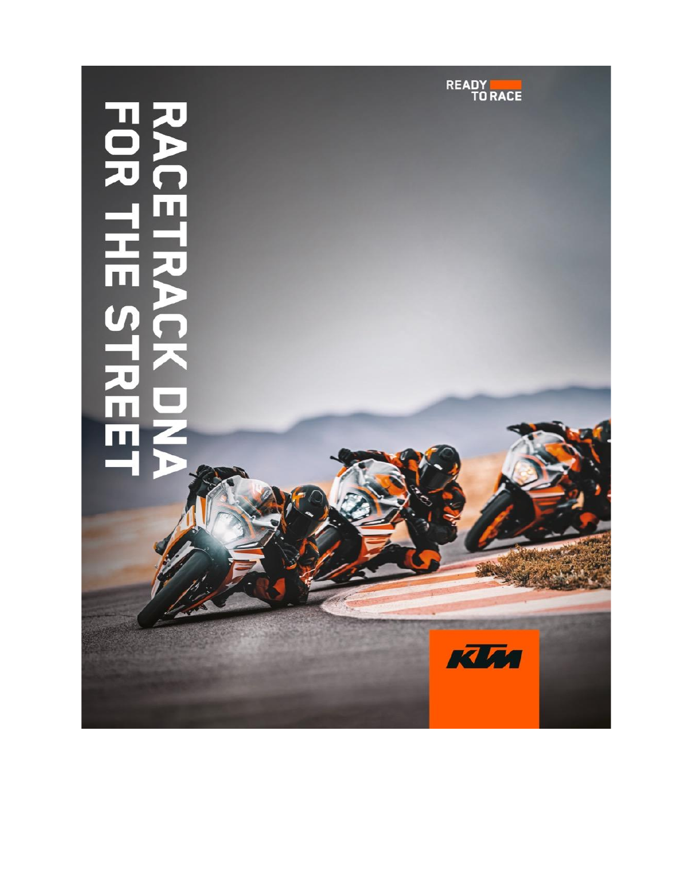# RACETRACK DNA FOR THE STREET

READY TO RACE

KTM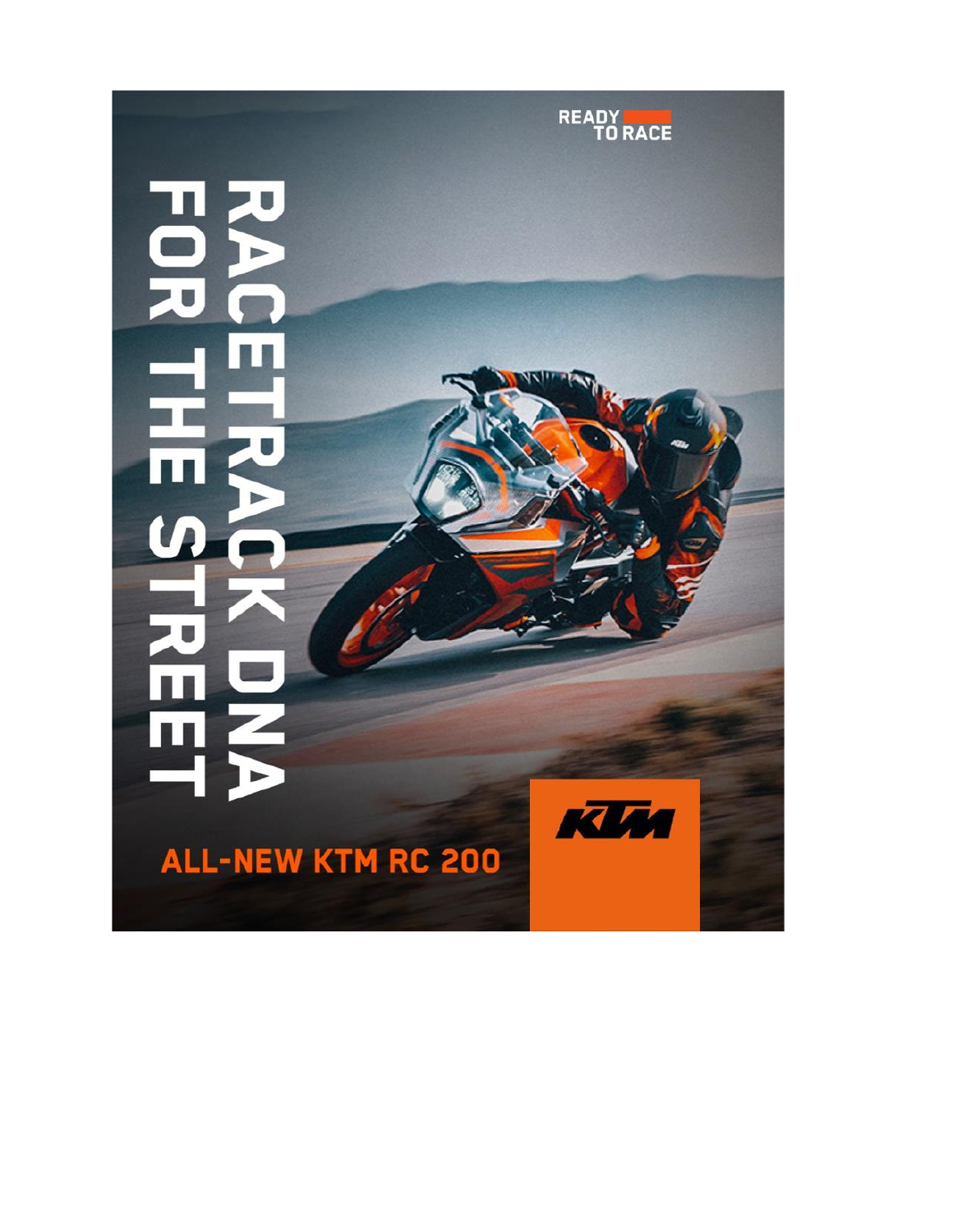READY TO RACE

RACETRACK DNA FOR THE STREET

ALL-NEW KTM RC 200

KTM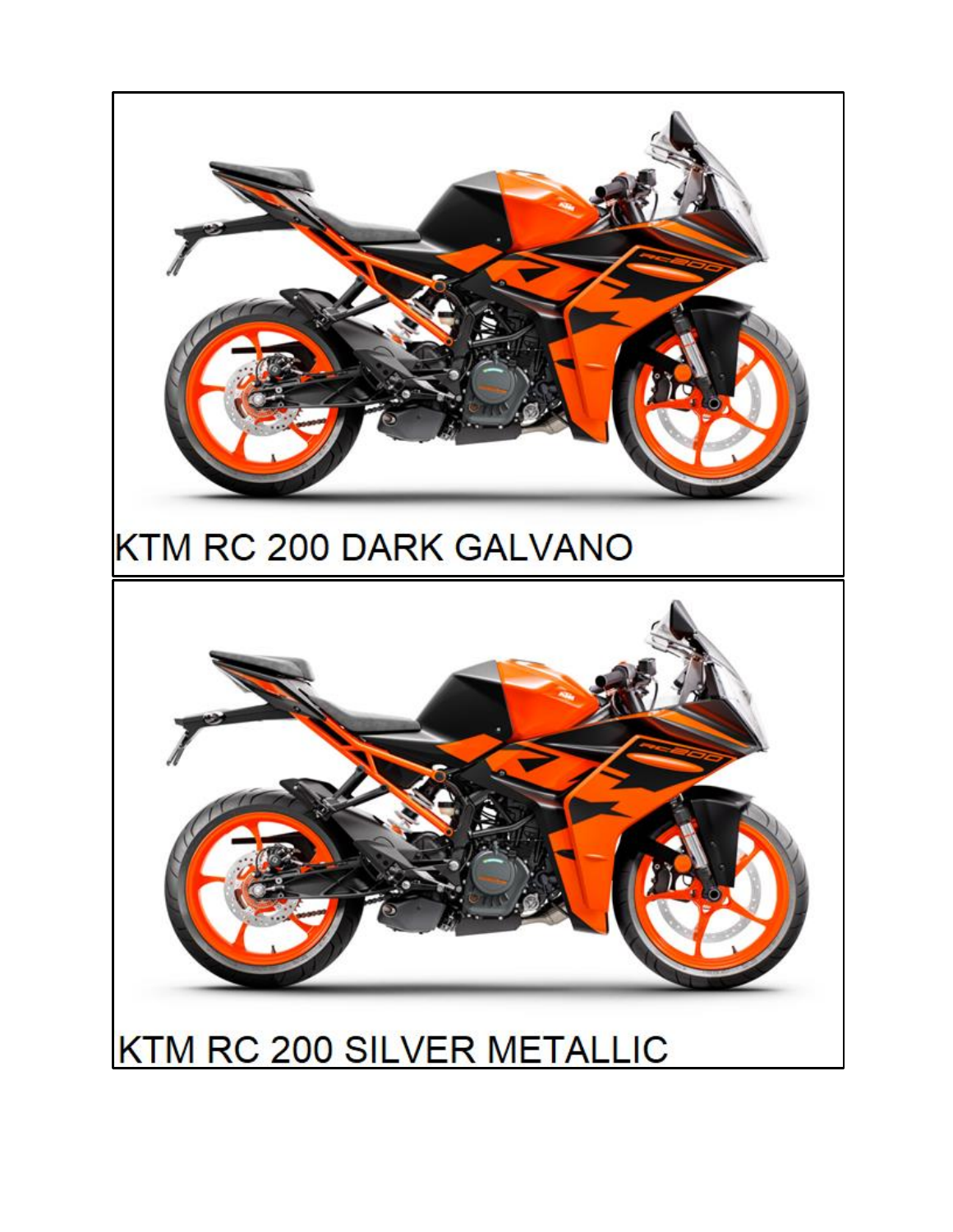KTM RC 200 DARK GALVANO

KTM RC 200 SILVER METALLIC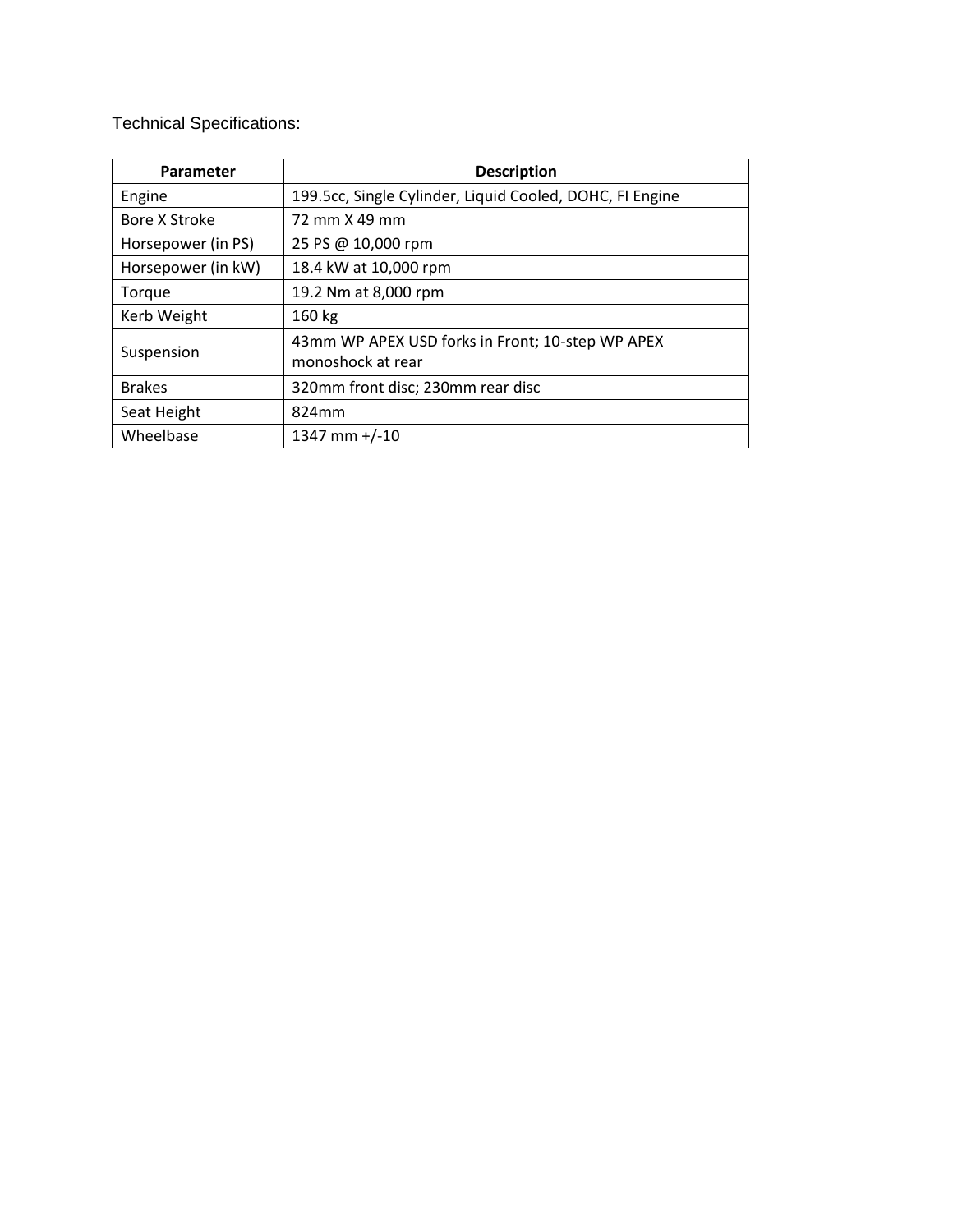Technical Specifications:

| Parameter | Description |
|---|---|
| Engine | 199.5cc, Single Cylinder, Liquid Cooled, DOHC, FI Engine |
| Bore X Stroke | 72 mm X 49 mm |
| Horsepower (in PS) | 25 PS @ 10,000 rpm |
| Horsepower (in kW) | 18.4 kW at 10,000 rpm |
| Torque | 19.2 Nm at 8,000 rpm |
| Kerb Weight | 160 kg |
| Suspension | 43mm WP APEX USD forks in Front; 10-step WP APEX monoshock at rear |
| Brakes | 320mm front disc; 230mm rear disc |
| Seat Height | 824mm |
| Wheelbase | 1347 mm +/-10 |